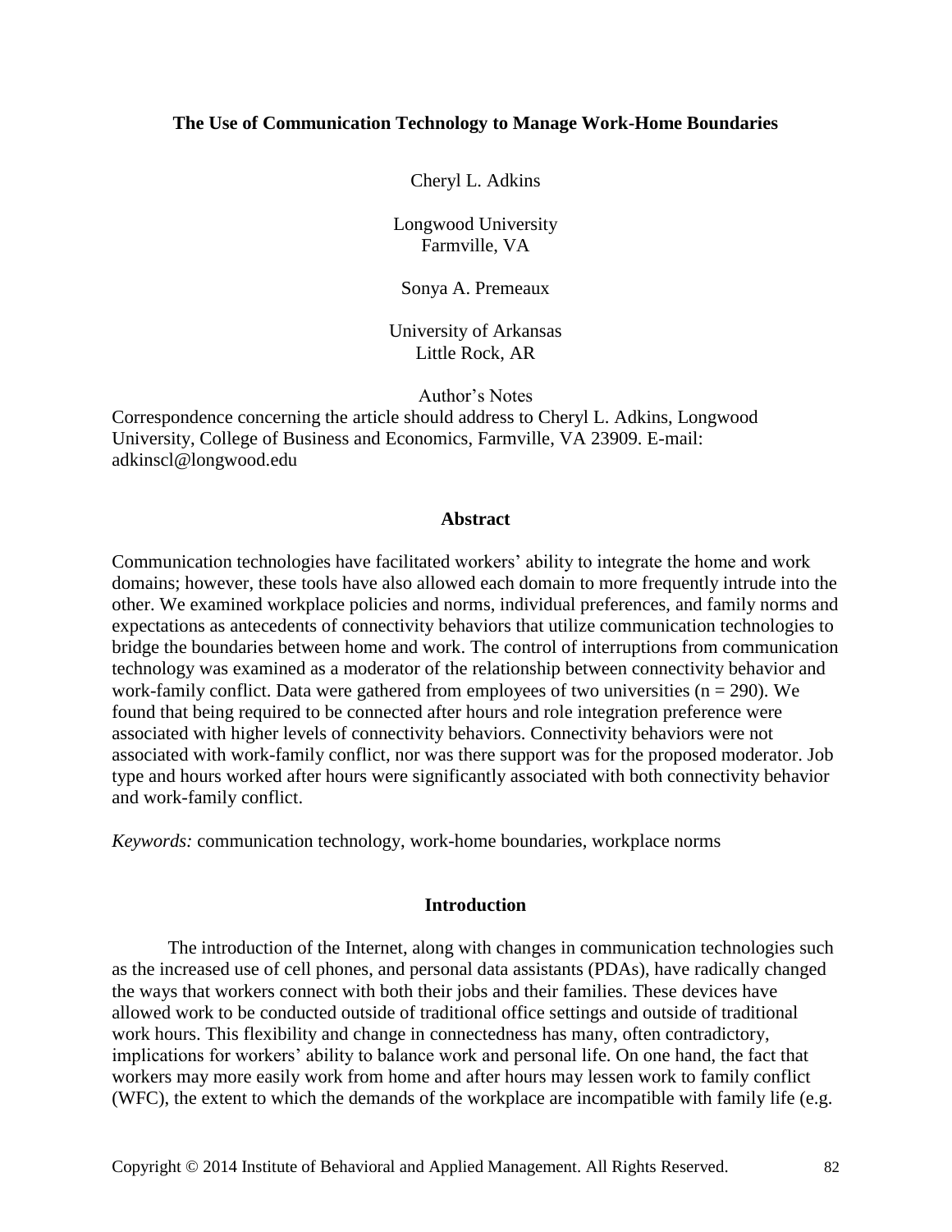# The Use of Communication Technology to Manage Work-Home Boundaries

Cheryl L. Adkins

Longwood University
Farmville, VA

Sonya A. Premeaux

University of Arkansas
Little Rock, AR

Author's Notes

Correspondence concerning the article should address to Cheryl L. Adkins, Longwood University, College of Business and Economics, Farmville, VA 23909. E-mail: adkinscl@longwood.edu

## Abstract

Communication technologies have facilitated workers' ability to integrate the home and work domains; however, these tools have also allowed each domain to more frequently intrude into the other. We examined workplace policies and norms, individual preferences, and family norms and expectations as antecedents of connectivity behaviors that utilize communication technologies to bridge the boundaries between home and work. The control of interruptions from communication technology was examined as a moderator of the relationship between connectivity behavior and work-family conflict. Data were gathered from employees of two universities (n = 290). We found that being required to be connected after hours and role integration preference were associated with higher levels of connectivity behaviors. Connectivity behaviors were not associated with work-family conflict, nor was there support was for the proposed moderator. Job type and hours worked after hours were significantly associated with both connectivity behavior and work-family conflict.

*Keywords:* communication technology, work-home boundaries, workplace norms

## Introduction

The introduction of the Internet, along with changes in communication technologies such as the increased use of cell phones, and personal data assistants (PDAs), have radically changed the ways that workers connect with both their jobs and their families. These devices have allowed work to be conducted outside of traditional office settings and outside of traditional work hours. This flexibility and change in connectedness has many, often contradictory, implications for workers' ability to balance work and personal life. On one hand, the fact that workers may more easily work from home and after hours may lessen work to family conflict (WFC), the extent to which the demands of the workplace are incompatible with family life (e.g.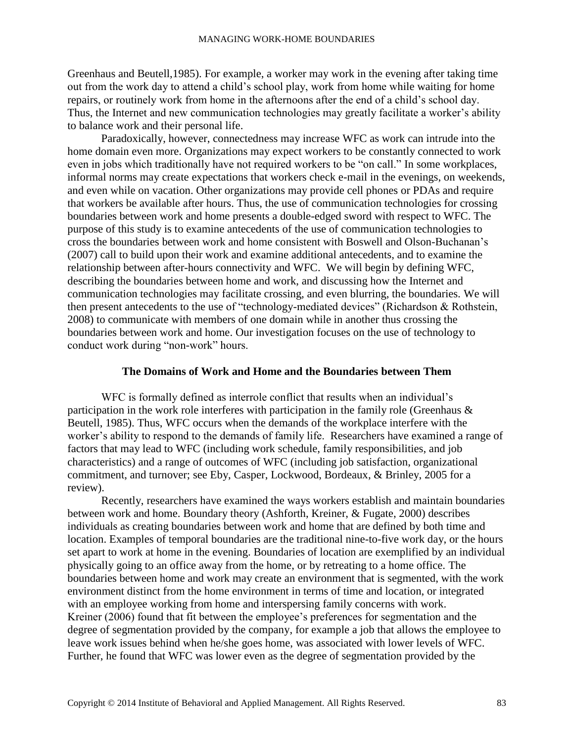Greenhaus and Beutell,1985). For example, a worker may work in the evening after taking time out from the work day to attend a child's school play, work from home while waiting for home repairs, or routinely work from home in the afternoons after the end of a child's school day. Thus, the Internet and new communication technologies may greatly facilitate a worker's ability to balance work and their personal life.

Paradoxically, however, connectedness may increase WFC as work can intrude into the home domain even more. Organizations may expect workers to be constantly connected to work even in jobs which traditionally have not required workers to be "on call." In some workplaces, informal norms may create expectations that workers check e-mail in the evenings, on weekends, and even while on vacation. Other organizations may provide cell phones or PDAs and require that workers be available after hours. Thus, the use of communication technologies for crossing boundaries between work and home presents a double-edged sword with respect to WFC. The purpose of this study is to examine antecedents of the use of communication technologies to cross the boundaries between work and home consistent with Boswell and Olson-Buchanan's (2007) call to build upon their work and examine additional antecedents, and to examine the relationship between after-hours connectivity and WFC. We will begin by defining WFC, describing the boundaries between home and work, and discussing how the Internet and communication technologies may facilitate crossing, and even blurring, the boundaries. We will then present antecedents to the use of "technology-mediated devices" (Richardson & Rothstein, 2008) to communicate with members of one domain while in another thus crossing the boundaries between work and home. Our investigation focuses on the use of technology to conduct work during "non-work" hours.

## The Domains of Work and Home and the Boundaries between Them

WFC is formally defined as interrole conflict that results when an individual's participation in the work role interferes with participation in the family role (Greenhaus & Beutell, 1985). Thus, WFC occurs when the demands of the workplace interfere with the worker's ability to respond to the demands of family life. Researchers have examined a range of factors that may lead to WFC (including work schedule, family responsibilities, and job characteristics) and a range of outcomes of WFC (including job satisfaction, organizational commitment, and turnover; see Eby, Casper, Lockwood, Bordeaux, & Brinley, 2005 for a review).

Recently, researchers have examined the ways workers establish and maintain boundaries between work and home. Boundary theory (Ashforth, Kreiner, & Fugate, 2000) describes individuals as creating boundaries between work and home that are defined by both time and location. Examples of temporal boundaries are the traditional nine-to-five work day, or the hours set apart to work at home in the evening. Boundaries of location are exemplified by an individual physically going to an office away from the home, or by retreating to a home office. The boundaries between home and work may create an environment that is segmented, with the work environment distinct from the home environment in terms of time and location, or integrated with an employee working from home and interspersing family concerns with work. Kreiner (2006) found that fit between the employee's preferences for segmentation and the degree of segmentation provided by the company, for example a job that allows the employee to leave work issues behind when he/she goes home, was associated with lower levels of WFC. Further, he found that WFC was lower even as the degree of segmentation provided by the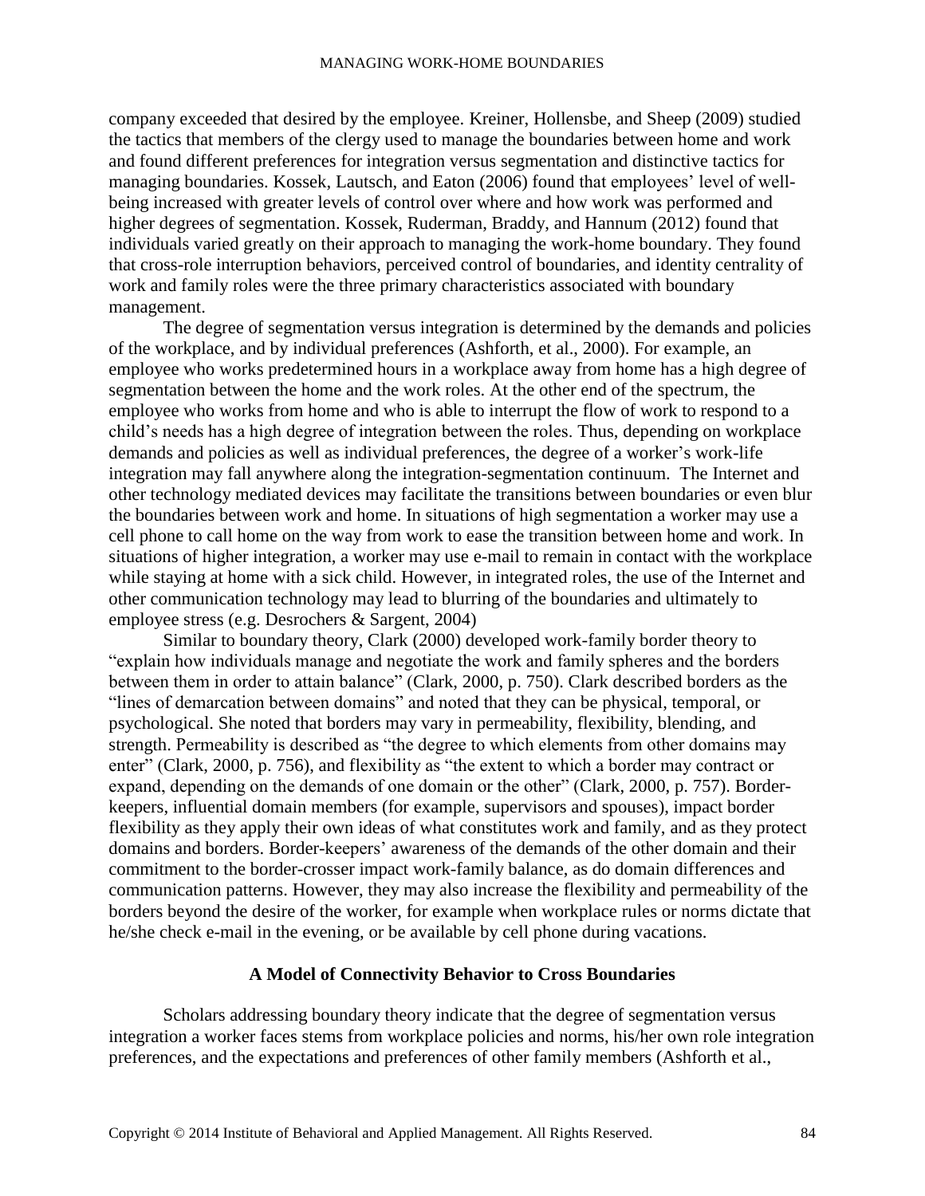company exceeded that desired by the employee. Kreiner, Hollensbe, and Sheep (2009) studied the tactics that members of the clergy used to manage the boundaries between home and work and found different preferences for integration versus segmentation and distinctive tactics for managing boundaries. Kossek, Lautsch, and Eaton (2006) found that employees' level of well-being increased with greater levels of control over where and how work was performed and higher degrees of segmentation. Kossek, Ruderman, Braddy, and Hannum (2012) found that individuals varied greatly on their approach to managing the work-home boundary. They found that cross-role interruption behaviors, perceived control of boundaries, and identity centrality of work and family roles were the three primary characteristics associated with boundary management.

The degree of segmentation versus integration is determined by the demands and policies of the workplace, and by individual preferences (Ashforth, et al., 2000). For example, an employee who works predetermined hours in a workplace away from home has a high degree of segmentation between the home and the work roles. At the other end of the spectrum, the employee who works from home and who is able to interrupt the flow of work to respond to a child's needs has a high degree of integration between the roles. Thus, depending on workplace demands and policies as well as individual preferences, the degree of a worker's work-life integration may fall anywhere along the integration-segmentation continuum. The Internet and other technology mediated devices may facilitate the transitions between boundaries or even blur the boundaries between work and home. In situations of high segmentation a worker may use a cell phone to call home on the way from work to ease the transition between home and work. In situations of higher integration, a worker may use e-mail to remain in contact with the workplace while staying at home with a sick child. However, in integrated roles, the use of the Internet and other communication technology may lead to blurring of the boundaries and ultimately to employee stress (e.g. Desrochers & Sargent, 2004)

Similar to boundary theory, Clark (2000) developed work-family border theory to "explain how individuals manage and negotiate the work and family spheres and the borders between them in order to attain balance" (Clark, 2000, p. 750). Clark described borders as the "lines of demarcation between domains" and noted that they can be physical, temporal, or psychological. She noted that borders may vary in permeability, flexibility, blending, and strength. Permeability is described as "the degree to which elements from other domains may enter" (Clark, 2000, p. 756), and flexibility as "the extent to which a border may contract or expand, depending on the demands of one domain or the other" (Clark, 2000, p. 757). Border-keepers, influential domain members (for example, supervisors and spouses), impact border flexibility as they apply their own ideas of what constitutes work and family, and as they protect domains and borders. Border-keepers' awareness of the demands of the other domain and their commitment to the border-crosser impact work-family balance, as do domain differences and communication patterns. However, they may also increase the flexibility and permeability of the borders beyond the desire of the worker, for example when workplace rules or norms dictate that he/she check e-mail in the evening, or be available by cell phone during vacations.

## A Model of Connectivity Behavior to Cross Boundaries

Scholars addressing boundary theory indicate that the degree of segmentation versus integration a worker faces stems from workplace policies and norms, his/her own role integration preferences, and the expectations and preferences of other family members (Ashforth et al.,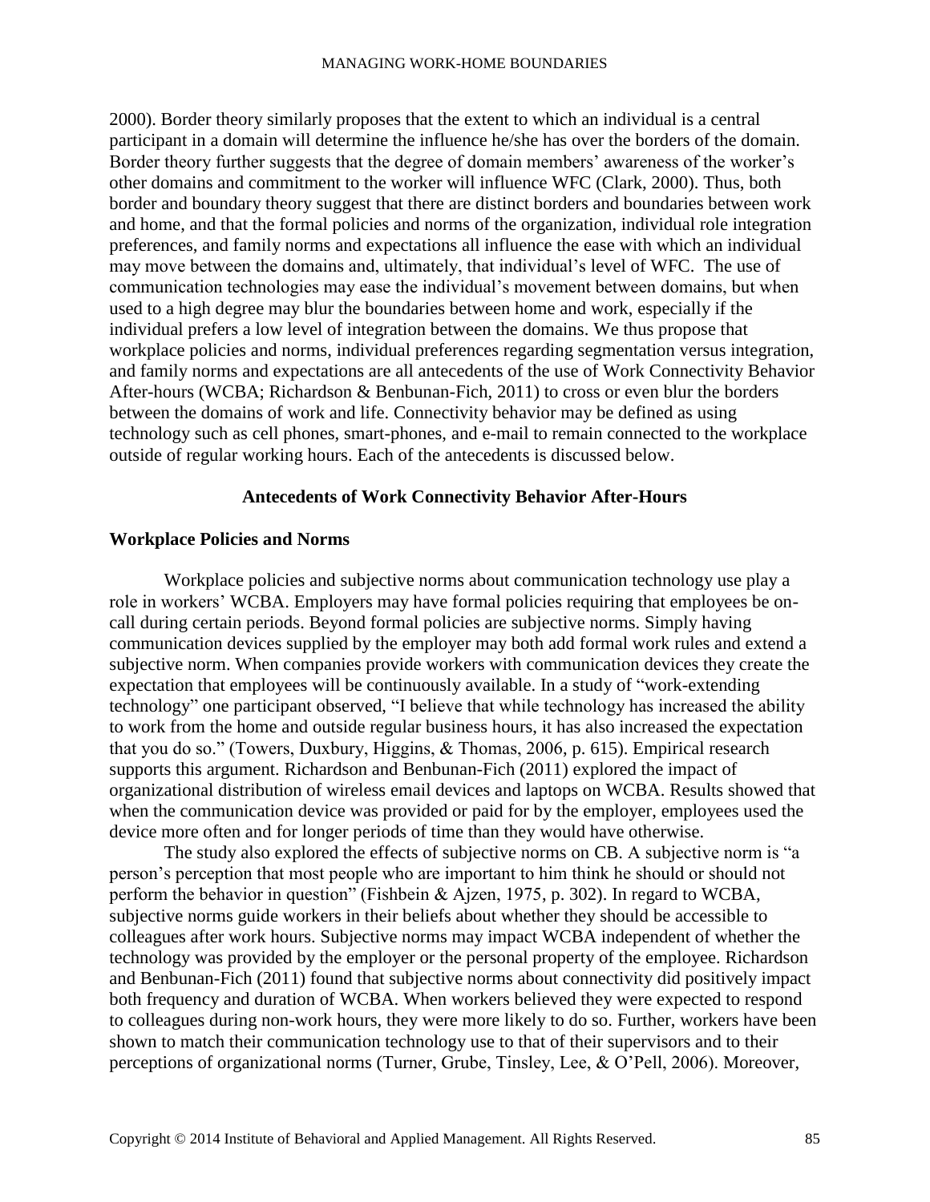2000). Border theory similarly proposes that the extent to which an individual is a central participant in a domain will determine the influence he/she has over the borders of the domain. Border theory further suggests that the degree of domain members' awareness of the worker's other domains and commitment to the worker will influence WFC (Clark, 2000). Thus, both border and boundary theory suggest that there are distinct borders and boundaries between work and home, and that the formal policies and norms of the organization, individual role integration preferences, and family norms and expectations all influence the ease with which an individual may move between the domains and, ultimately, that individual's level of WFC. The use of communication technologies may ease the individual's movement between domains, but when used to a high degree may blur the boundaries between home and work, especially if the individual prefers a low level of integration between the domains. We thus propose that workplace policies and norms, individual preferences regarding segmentation versus integration, and family norms and expectations are all antecedents of the use of Work Connectivity Behavior After-hours (WCBA; Richardson & Benbunan-Fich, 2011) to cross or even blur the borders between the domains of work and life. Connectivity behavior may be defined as using technology such as cell phones, smart-phones, and e-mail to remain connected to the workplace outside of regular working hours. Each of the antecedents is discussed below.

## Antecedents of Work Connectivity Behavior After-Hours

### Workplace Policies and Norms

Workplace policies and subjective norms about communication technology use play a role in workers' WCBA. Employers may have formal policies requiring that employees be on-call during certain periods. Beyond formal policies are subjective norms. Simply having communication devices supplied by the employer may both add formal work rules and extend a subjective norm. When companies provide workers with communication devices they create the expectation that employees will be continuously available. In a study of "work-extending technology" one participant observed, "I believe that while technology has increased the ability to work from the home and outside regular business hours, it has also increased the expectation that you do so." (Towers, Duxbury, Higgins, & Thomas, 2006, p. 615). Empirical research supports this argument. Richardson and Benbunan-Fich (2011) explored the impact of organizational distribution of wireless email devices and laptops on WCBA. Results showed that when the communication device was provided or paid for by the employer, employees used the device more often and for longer periods of time than they would have otherwise.

The study also explored the effects of subjective norms on CB. A subjective norm is "a person's perception that most people who are important to him think he should or should not perform the behavior in question" (Fishbein & Ajzen, 1975, p. 302). In regard to WCBA, subjective norms guide workers in their beliefs about whether they should be accessible to colleagues after work hours. Subjective norms may impact WCBA independent of whether the technology was provided by the employer or the personal property of the employee. Richardson and Benbunan-Fich (2011) found that subjective norms about connectivity did positively impact both frequency and duration of WCBA. When workers believed they were expected to respond to colleagues during non-work hours, they were more likely to do so. Further, workers have been shown to match their communication technology use to that of their supervisors and to their perceptions of organizational norms (Turner, Grube, Tinsley, Lee, & O'Pell, 2006). Moreover,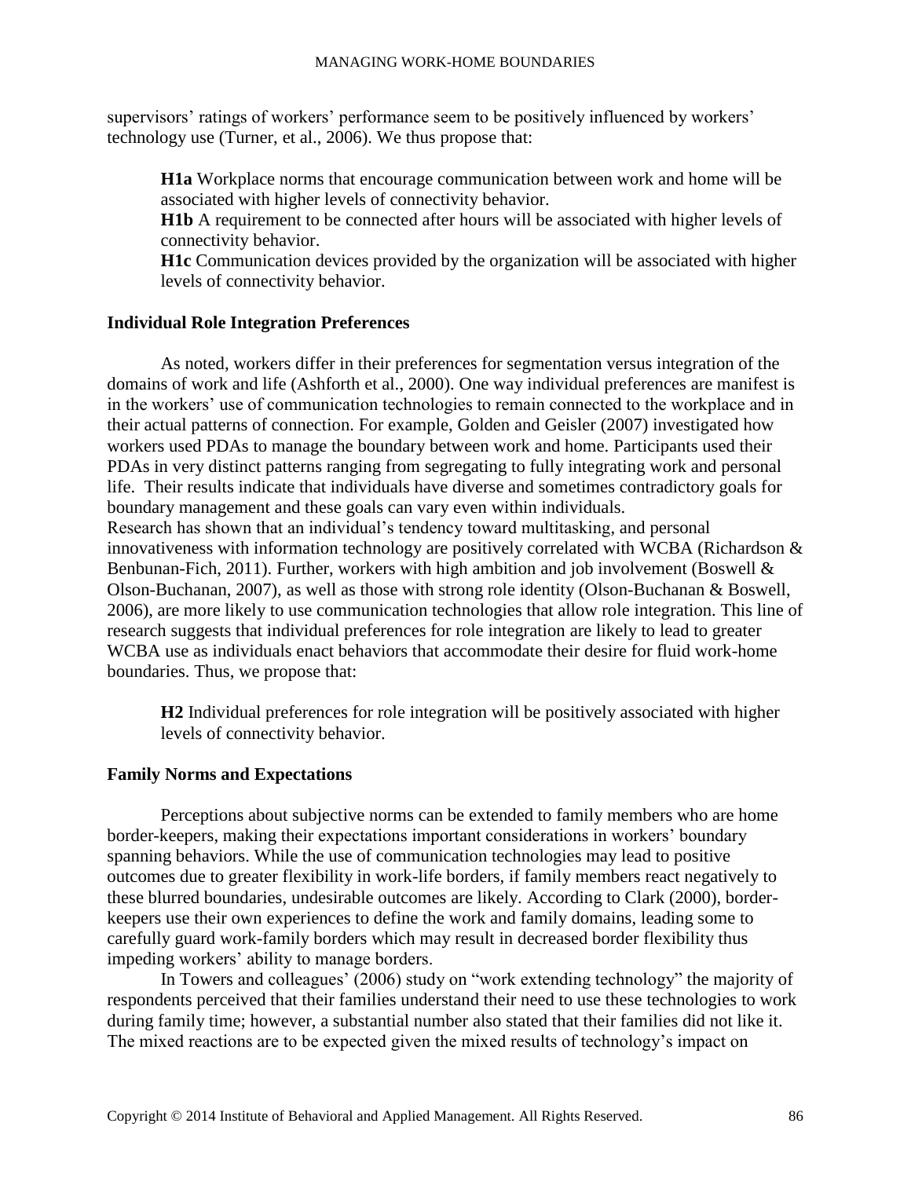supervisors' ratings of workers' performance seem to be positively influenced by workers' technology use (Turner, et al., 2006). We thus propose that:

> **H1a** Workplace norms that encourage communication between work and home will be associated with higher levels of connectivity behavior.
> **H1b** A requirement to be connected after hours will be associated with higher levels of connectivity behavior.
> **H1c** Communication devices provided by the organization will be associated with higher levels of connectivity behavior.

### Individual Role Integration Preferences

As noted, workers differ in their preferences for segmentation versus integration of the domains of work and life (Ashforth et al., 2000). One way individual preferences are manifest is in the workers' use of communication technologies to remain connected to the workplace and in their actual patterns of connection. For example, Golden and Geisler (2007) investigated how workers used PDAs to manage the boundary between work and home. Participants used their PDAs in very distinct patterns ranging from segregating to fully integrating work and personal life. Their results indicate that individuals have diverse and sometimes contradictory goals for boundary management and these goals can vary even within individuals.
Research has shown that an individual's tendency toward multitasking, and personal innovativeness with information technology are positively correlated with WCBA (Richardson & Benbunan-Fich, 2011). Further, workers with high ambition and job involvement (Boswell & Olson-Buchanan, 2007), as well as those with strong role identity (Olson-Buchanan & Boswell, 2006), are more likely to use communication technologies that allow role integration. This line of research suggests that individual preferences for role integration are likely to lead to greater WCBA use as individuals enact behaviors that accommodate their desire for fluid work-home boundaries. Thus, we propose that:

> **H2** Individual preferences for role integration will be positively associated with higher levels of connectivity behavior.

### Family Norms and Expectations

Perceptions about subjective norms can be extended to family members who are home border-keepers, making their expectations important considerations in workers' boundary spanning behaviors. While the use of communication technologies may lead to positive outcomes due to greater flexibility in work-life borders, if family members react negatively to these blurred boundaries, undesirable outcomes are likely. According to Clark (2000), border-keepers use their own experiences to define the work and family domains, leading some to carefully guard work-family borders which may result in decreased border flexibility thus impeding workers' ability to manage borders.

In Towers and colleagues' (2006) study on "work extending technology" the majority of respondents perceived that their families understand their need to use these technologies to work during family time; however, a substantial number also stated that their families did not like it. The mixed reactions are to be expected given the mixed results of technology's impact on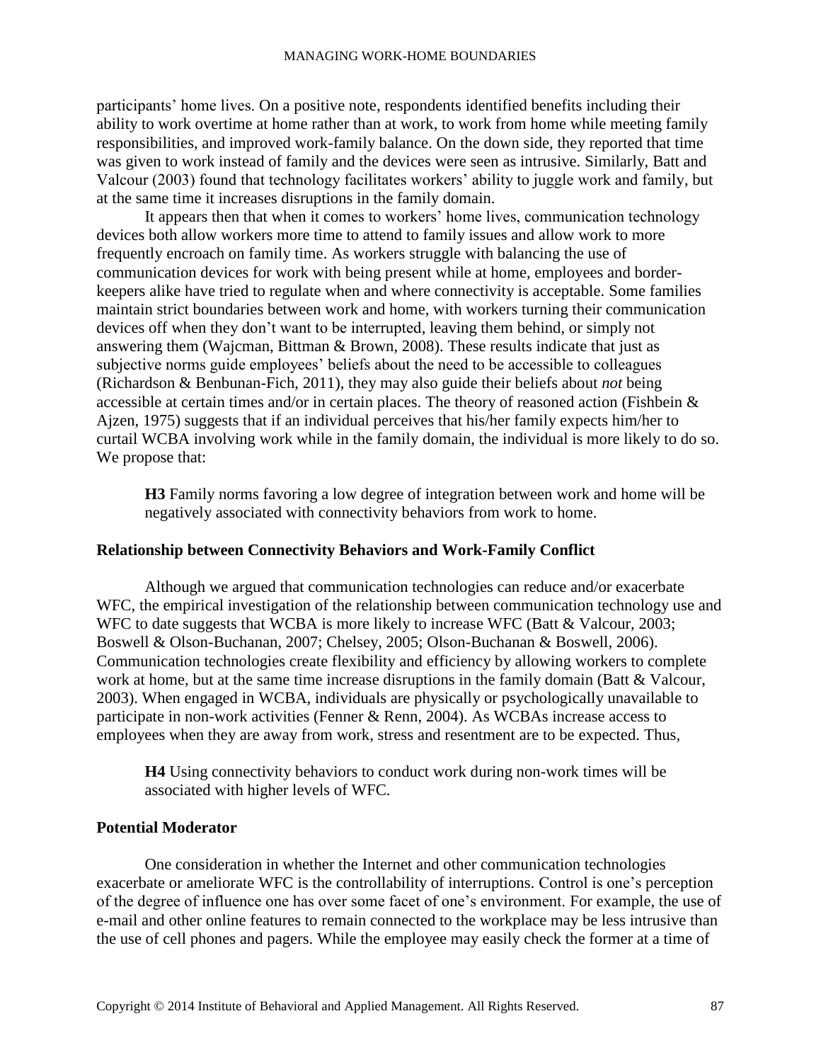participants' home lives. On a positive note, respondents identified benefits including their ability to work overtime at home rather than at work, to work from home while meeting family responsibilities, and improved work-family balance. On the down side, they reported that time was given to work instead of family and the devices were seen as intrusive. Similarly, Batt and Valcour (2003) found that technology facilitates workers' ability to juggle work and family, but at the same time it increases disruptions in the family domain.

It appears then that when it comes to workers' home lives, communication technology devices both allow workers more time to attend to family issues and allow work to more frequently encroach on family time. As workers struggle with balancing the use of communication devices for work with being present while at home, employees and border-keepers alike have tried to regulate when and where connectivity is acceptable. Some families maintain strict boundaries between work and home, with workers turning their communication devices off when they don't want to be interrupted, leaving them behind, or simply not answering them (Wajcman, Bittman & Brown, 2008). These results indicate that just as subjective norms guide employees' beliefs about the need to be accessible to colleagues (Richardson & Benbunan-Fich, 2011), they may also guide their beliefs about *not* being accessible at certain times and/or in certain places. The theory of reasoned action (Fishbein & Ajzen, 1975) suggests that if an individual perceives that his/her family expects him/her to curtail WCBA involving work while in the family domain, the individual is more likely to do so. We propose that:

> **H3** Family norms favoring a low degree of integration between work and home will be negatively associated with connectivity behaviors from work to home.

### Relationship between Connectivity Behaviors and Work-Family Conflict

Although we argued that communication technologies can reduce and/or exacerbate WFC, the empirical investigation of the relationship between communication technology use and WFC to date suggests that WCBA is more likely to increase WFC (Batt & Valcour, 2003; Boswell & Olson-Buchanan, 2007; Chelsey, 2005; Olson-Buchanan & Boswell, 2006). Communication technologies create flexibility and efficiency by allowing workers to complete work at home, but at the same time increase disruptions in the family domain (Batt & Valcour, 2003). When engaged in WCBA, individuals are physically or psychologically unavailable to participate in non-work activities (Fenner & Renn, 2004). As WCBAs increase access to employees when they are away from work, stress and resentment are to be expected. Thus,

> **H4** Using connectivity behaviors to conduct work during non-work times will be associated with higher levels of WFC.

### Potential Moderator

One consideration in whether the Internet and other communication technologies exacerbate or ameliorate WFC is the controllability of interruptions. Control is one's perception of the degree of influence one has over some facet of one's environment. For example, the use of e-mail and other online features to remain connected to the workplace may be less intrusive than the use of cell phones and pagers. While the employee may easily check the former at a time of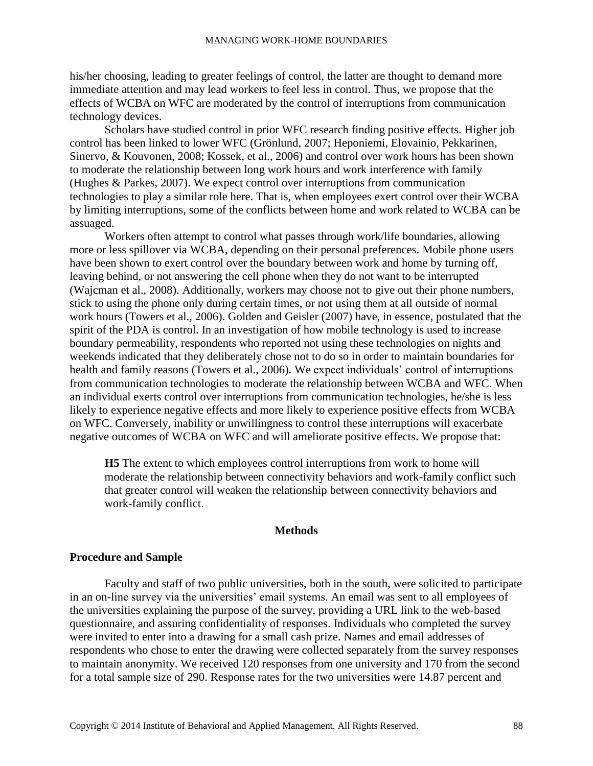his/her choosing, leading to greater feelings of control, the latter are thought to demand more immediate attention and may lead workers to feel less in control. Thus, we propose that the effects of WCBA on WFC are moderated by the control of interruptions from communication technology devices.

Scholars have studied control in prior WFC research finding positive effects. Higher job control has been linked to lower WFC (Grönlund, 2007; Heponiemi, Elovainio, Pekkarinen, Sinervo, & Kouvonen, 2008; Kossek, et al., 2006) and control over work hours has been shown to moderate the relationship between long work hours and work interference with family (Hughes & Parkes, 2007). We expect control over interruptions from communication technologies to play a similar role here. That is, when employees exert control over their WCBA by limiting interruptions, some of the conflicts between home and work related to WCBA can be assuaged.

Workers often attempt to control what passes through work/life boundaries, allowing more or less spillover via WCBA, depending on their personal preferences. Mobile phone users have been shown to exert control over the boundary between work and home by turning off, leaving behind, or not answering the cell phone when they do not want to be interrupted (Wajcman et al., 2008). Additionally, workers may choose not to give out their phone numbers, stick to using the phone only during certain times, or not using them at all outside of normal work hours (Towers et al., 2006). Golden and Geisler (2007) have, in essence, postulated that the spirit of the PDA is control. In an investigation of how mobile technology is used to increase boundary permeability, respondents who reported not using these technologies on nights and weekends indicated that they deliberately chose not to do so in order to maintain boundaries for health and family reasons (Towers et al., 2006). We expect individuals' control of interruptions from communication technologies to moderate the relationship between WCBA and WFC. When an individual exerts control over interruptions from communication technologies, he/she is less likely to experience negative effects and more likely to experience positive effects from WCBA on WFC. Conversely, inability or unwillingness to control these interruptions will exacerbate negative outcomes of WCBA on WFC and will ameliorate positive effects. We propose that:

> **H5** The extent to which employees control interruptions from work to home will moderate the relationship between connectivity behaviors and work-family conflict such that greater control will weaken the relationship between connectivity behaviors and work-family conflict.

## Methods

### Procedure and Sample

Faculty and staff of two public universities, both in the south, were solicited to participate in an on-line survey via the universities' email systems. An email was sent to all employees of the universities explaining the purpose of the survey, providing a URL link to the web-based questionnaire, and assuring confidentiality of responses. Individuals who completed the survey were invited to enter into a drawing for a small cash prize. Names and email addresses of respondents who chose to enter the drawing were collected separately from the survey responses to maintain anonymity. We received 120 responses from one university and 170 from the second for a total sample size of 290. Response rates for the two universities were 14.87 percent and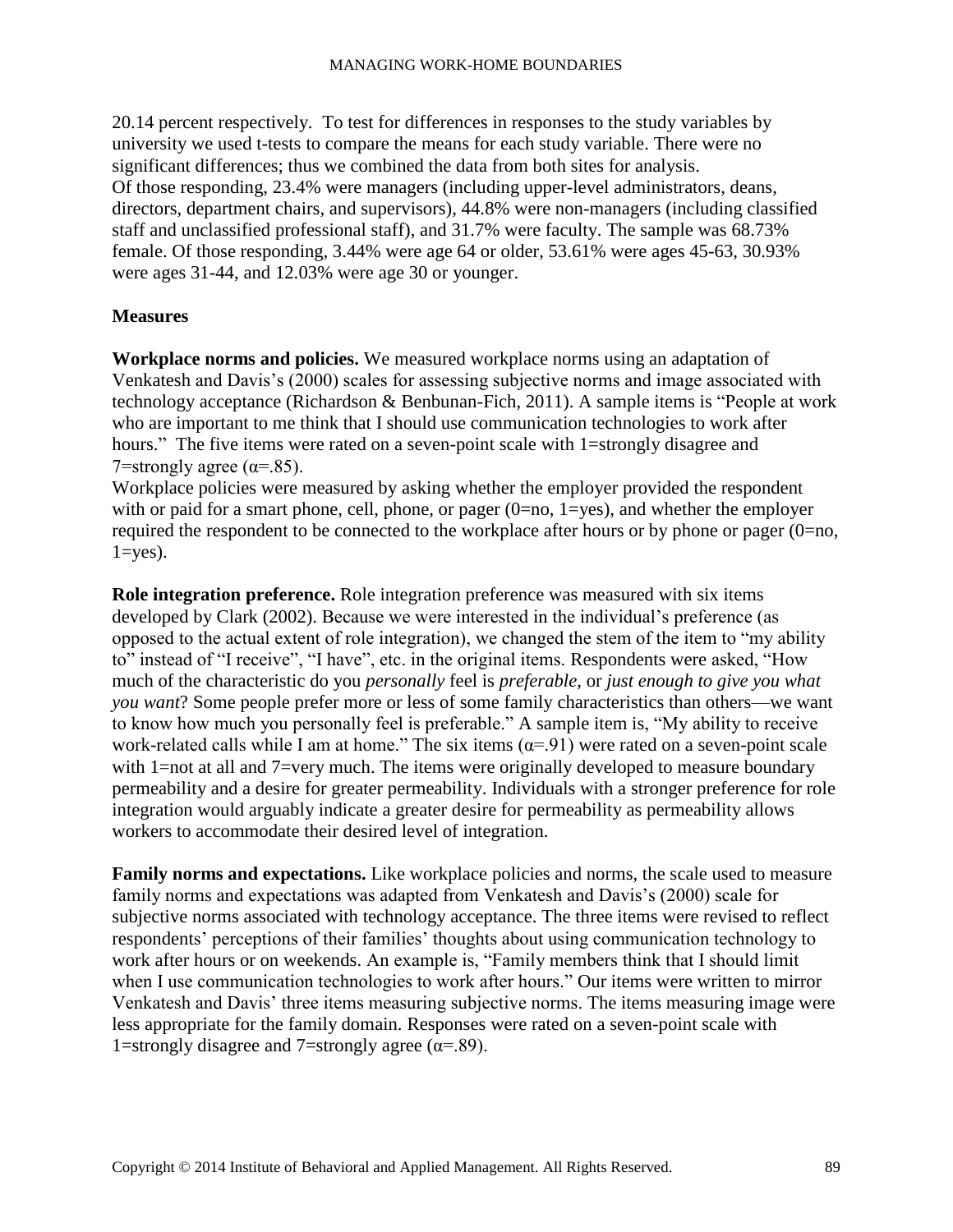20.14 percent respectively. To test for differences in responses to the study variables by university we used t-tests to compare the means for each study variable. There were no significant differences; thus we combined the data from both sites for analysis.
Of those responding, 23.4% were managers (including upper-level administrators, deans, directors, department chairs, and supervisors), 44.8% were non-managers (including classified staff and unclassified professional staff), and 31.7% were faculty. The sample was 68.73% female. Of those responding, 3.44% were age 64 or older, 53.61% were ages 45-63, 30.93% were ages 31-44, and 12.03% were age 30 or younger.

## Measures

**Workplace norms and policies.** We measured workplace norms using an adaptation of Venkatesh and Davis's (2000) scales for assessing subjective norms and image associated with technology acceptance (Richardson & Benbunan-Fich, 2011). A sample items is "People at work who are important to me think that I should use communication technologies to work after hours." The five items were rated on a seven-point scale with 1=strongly disagree and 7=strongly agree ($\alpha$=.85).
Workplace policies were measured by asking whether the employer provided the respondent with or paid for a smart phone, cell, phone, or pager (0=no, 1=yes), and whether the employer required the respondent to be connected to the workplace after hours or by phone or pager (0=no, 1=yes).

**Role integration preference.** Role integration preference was measured with six items developed by Clark (2002). Because we were interested in the individual's preference (as opposed to the actual extent of role integration), we changed the stem of the item to "my ability to" instead of "I receive", "I have", etc. in the original items. Respondents were asked, "How much of the characteristic do you *personally* feel is *preferable*, or *just enough to give you what you want*? Some people prefer more or less of some family characteristics than others—we want to know how much you personally feel is preferable." A sample item is, "My ability to receive work-related calls while I am at home." The six items ($\alpha$=.91) were rated on a seven-point scale with 1=not at all and 7=very much. The items were originally developed to measure boundary permeability and a desire for greater permeability. Individuals with a stronger preference for role integration would arguably indicate a greater desire for permeability as permeability allows workers to accommodate their desired level of integration.

**Family norms and expectations.** Like workplace policies and norms, the scale used to measure family norms and expectations was adapted from Venkatesh and Davis's (2000) scale for subjective norms associated with technology acceptance. The three items were revised to reflect respondents' perceptions of their families' thoughts about using communication technology to work after hours or on weekends. An example is, "Family members think that I should limit when I use communication technologies to work after hours." Our items were written to mirror Venkatesh and Davis' three items measuring subjective norms. The items measuring image were less appropriate for the family domain. Responses were rated on a seven-point scale with 1=strongly disagree and 7=strongly agree ($\alpha$=.89).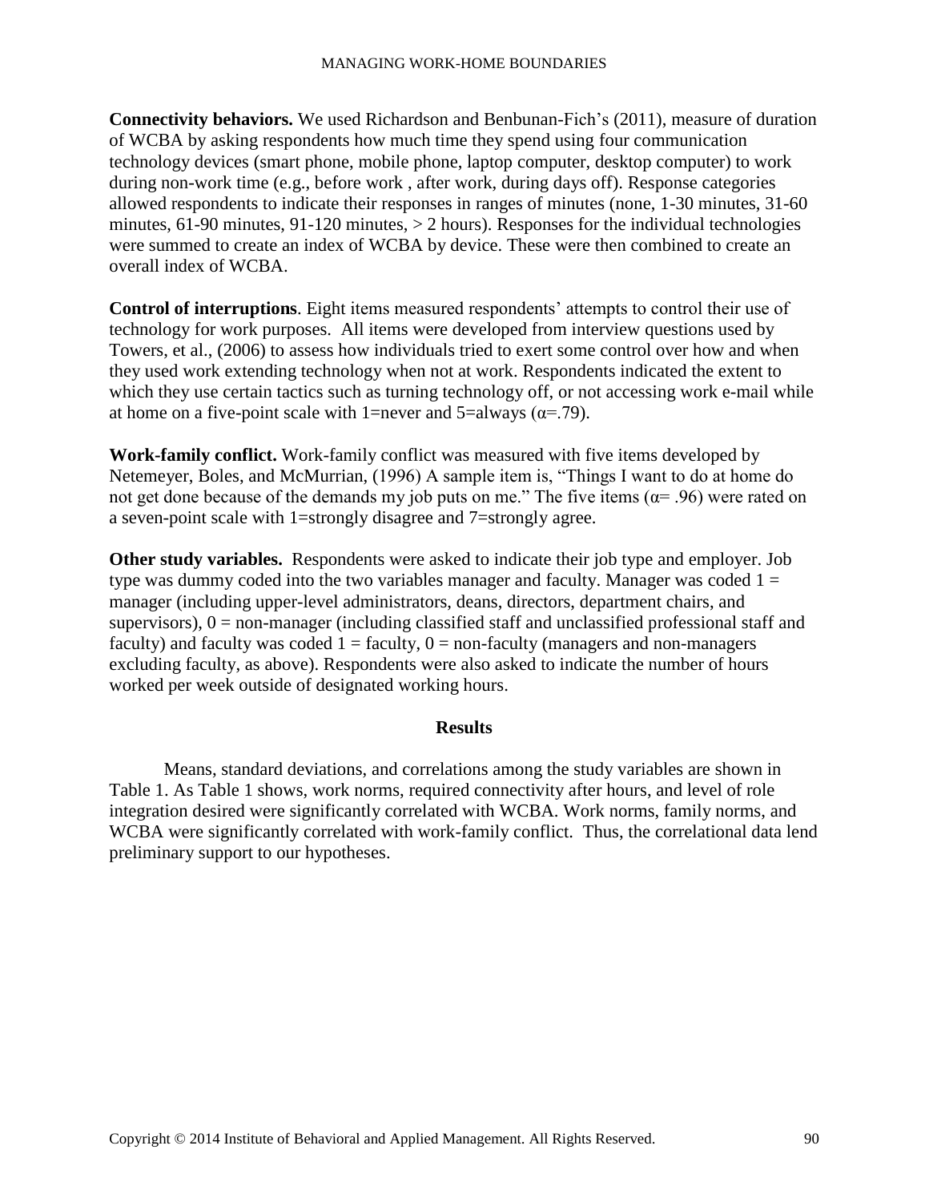**Connectivity behaviors.** We used Richardson and Benbunan-Fich's (2011), measure of duration of WCBA by asking respondents how much time they spend using four communication technology devices (smart phone, mobile phone, laptop computer, desktop computer) to work during non-work time (e.g., before work , after work, during days off). Response categories allowed respondents to indicate their responses in ranges of minutes (none, 1-30 minutes, 31-60 minutes, 61-90 minutes, 91-120 minutes, > 2 hours). Responses for the individual technologies were summed to create an index of WCBA by device. These were then combined to create an overall index of WCBA.

**Control of interruptions**. Eight items measured respondents' attempts to control their use of technology for work purposes. All items were developed from interview questions used by Towers, et al., (2006) to assess how individuals tried to exert some control over how and when they used work extending technology when not at work. Respondents indicated the extent to which they use certain tactics such as turning technology off, or not accessing work e-mail while at home on a five-point scale with 1=never and 5=always ($\alpha$=.79).

**Work-family conflict.** Work-family conflict was measured with five items developed by Netemeyer, Boles, and McMurrian, (1996) A sample item is, "Things I want to do at home do not get done because of the demands my job puts on me." The five items ($\alpha$= .96) were rated on a seven-point scale with 1=strongly disagree and 7=strongly agree.

**Other study variables.** Respondents were asked to indicate their job type and employer. Job type was dummy coded into the two variables manager and faculty. Manager was coded 1 = manager (including upper-level administrators, deans, directors, department chairs, and supervisors), 0 = non-manager (including classified staff and unclassified professional staff and faculty) and faculty was coded 1 = faculty, 0 = non-faculty (managers and non-managers excluding faculty, as above). Respondents were also asked to indicate the number of hours worked per week outside of designated working hours.

## Results

Means, standard deviations, and correlations among the study variables are shown in Table 1. As Table 1 shows, work norms, required connectivity after hours, and level of role integration desired were significantly correlated with WCBA. Work norms, family norms, and WCBA were significantly correlated with work-family conflict. Thus, the correlational data lend preliminary support to our hypotheses.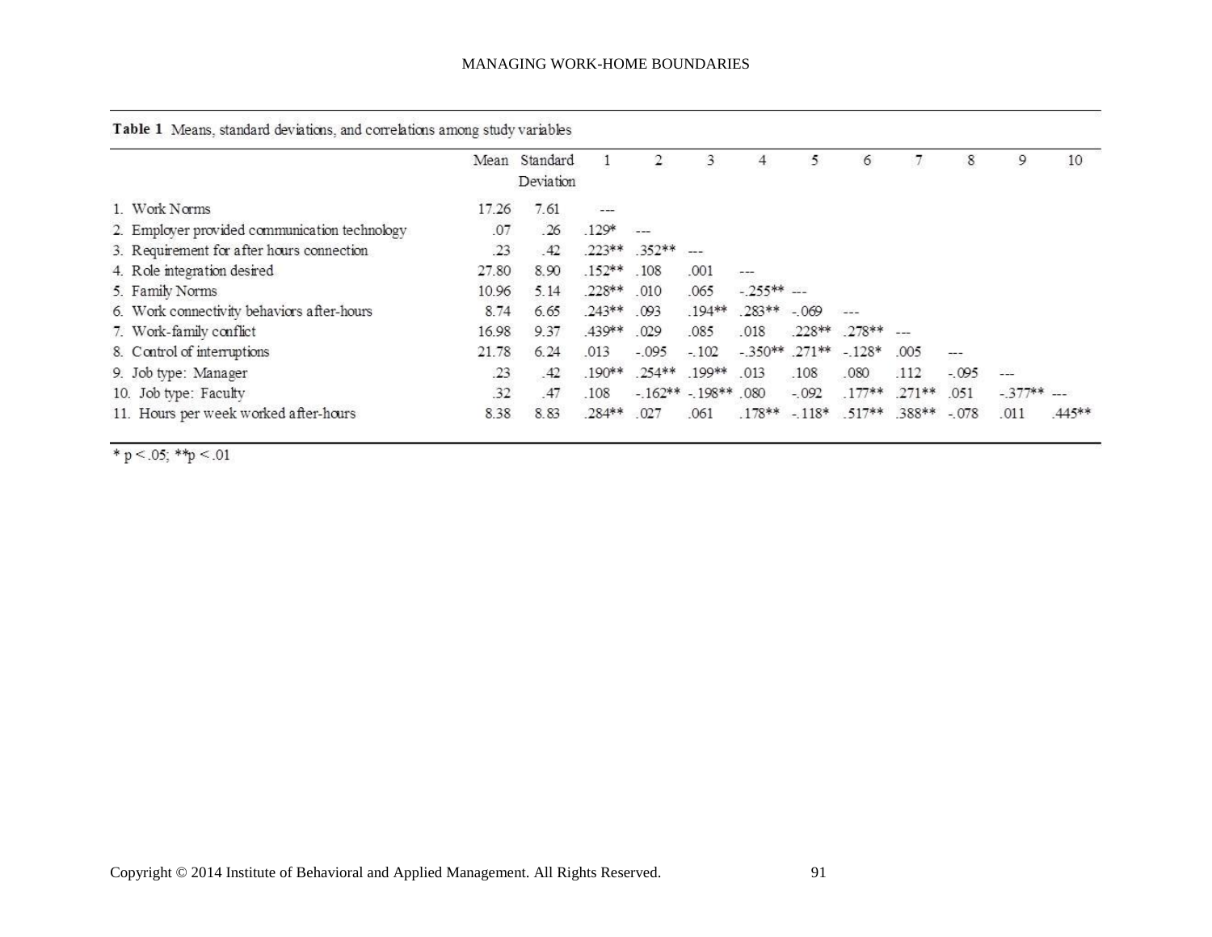**Table 1** Means, standard deviations, and correlations among study variables

| | Mean | Standard Deviation | 1 | 2 | 3 | 4 | 5 | 6 | 7 | 8 | 9 | 10 |
|---|---|---|---|---|---|---|---|---|---|---|---|---|
| 1. Work Norms | 17.26 | 7.61 | --- | | | | | | | | | |
| 2. Employer provided communication technology | .07 | .26 | .129* | --- | | | | | | | | |
| 3. Requirement for after hours connection | .23 | .42 | .223** | .352** | --- | | | | | | | |
| 4. Role integration desired | 27.80 | 8.90 | .152** | .108 | .001 | --- | | | | | | |
| 5. Family Norms | 10.96 | 5.14 | .228** | .010 | .065 | -.255** | --- | | | | | |
| 6. Work connectivity behaviors after-hours | 8.74 | 6.65 | .243** | .093 | .194** | .283** | -.069 | --- | | | | |
| 7. Work-family conflict | 16.98 | 9.37 | .439** | .029 | .085 | .018 | .228** | .278** | --- | | | |
| 8. Control of interruptions | 21.78 | 6.24 | .013 | -.095 | -.102 | -.350** | .271** | -.128* | .005 | --- | | |
| 9. Job type: Manager | .23 | .42 | .190** | .254** | .199** | .013 | .108 | .080 | .112 | -.095 | --- | |
| 10. Job type: Faculty | .32 | .47 | .108 | -.162** | -.198** | .080 | -.092 | .177** | .271** | .051 | -.377** | --- |
| 11. Hours per week worked after-hours | 8.38 | 8.83 | .284** | .027 | .061 | .178** | -.118* | .517** | .388** | -.078 | .011 | .445** |

* p < .05; **p < .01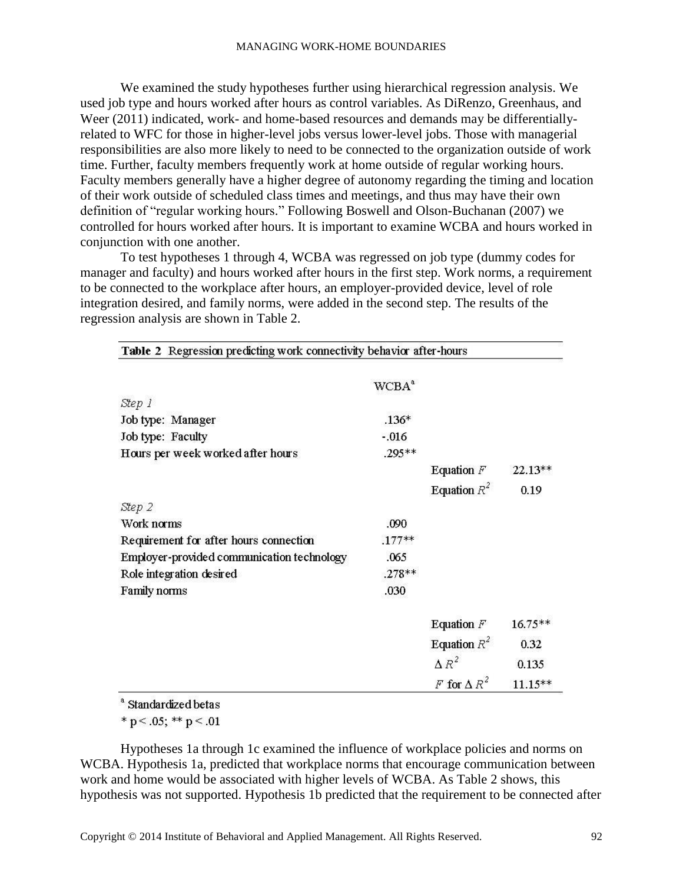We examined the study hypotheses further using hierarchical regression analysis. We used job type and hours worked after hours as control variables. As DiRenzo, Greenhaus, and Weer (2011) indicated, work- and home-based resources and demands may be differentially-related to WFC for those in higher-level jobs versus lower-level jobs. Those with managerial responsibilities are also more likely to need to be connected to the organization outside of work time. Further, faculty members frequently work at home outside of regular working hours. Faculty members generally have a higher degree of autonomy regarding the timing and location of their work outside of scheduled class times and meetings, and thus may have their own definition of "regular working hours." Following Boswell and Olson-Buchanan (2007) we controlled for hours worked after hours. It is important to examine WCBA and hours worked in conjunction with one another.

To test hypotheses 1 through 4, WCBA was regressed on job type (dummy codes for manager and faculty) and hours worked after hours in the first step. Work norms, a requirement to be connected to the workplace after hours, an employer-provided device, level of role integration desired, and family norms, were added in the second step. The results of the regression analysis are shown in Table 2.

**Table 2** Regression predicting work connectivity behavior after-hours

| | WCBA[a] | | |
|---|---|---|---|
| *Step 1* | | | |
| Job type: Manager | .136* | | |
| Job type: Faculty | -.016 | | |
| Hours per week worked after hours | .295** | | |
| | | Equation $F$ | 22.13** |
| | | Equation $R^2$ | 0.19 |
| *Step 2* | | | |
| Work norms | .090 | | |
| Requirement for after hours connection | .177** | | |
| Employer-provided communication technology | .065 | | |
| Role integration desired | .278** | | |
| Family norms | .030 | | |
| | | Equation $F$ | 16.75** |
| | | Equation $R^2$ | 0.32 |
| | | $\Delta R^2$ | 0.135 |
| | | $F$ for $\Delta R^2$ | 11.15** |

[a] Standardized betas

* $p < .05$; ** $p < .01$

Hypotheses 1a through 1c examined the influence of workplace policies and norms on WCBA. Hypothesis 1a, predicted that workplace norms that encourage communication between work and home would be associated with higher levels of WCBA. As Table 2 shows, this hypothesis was not supported. Hypothesis 1b predicted that the requirement to be connected after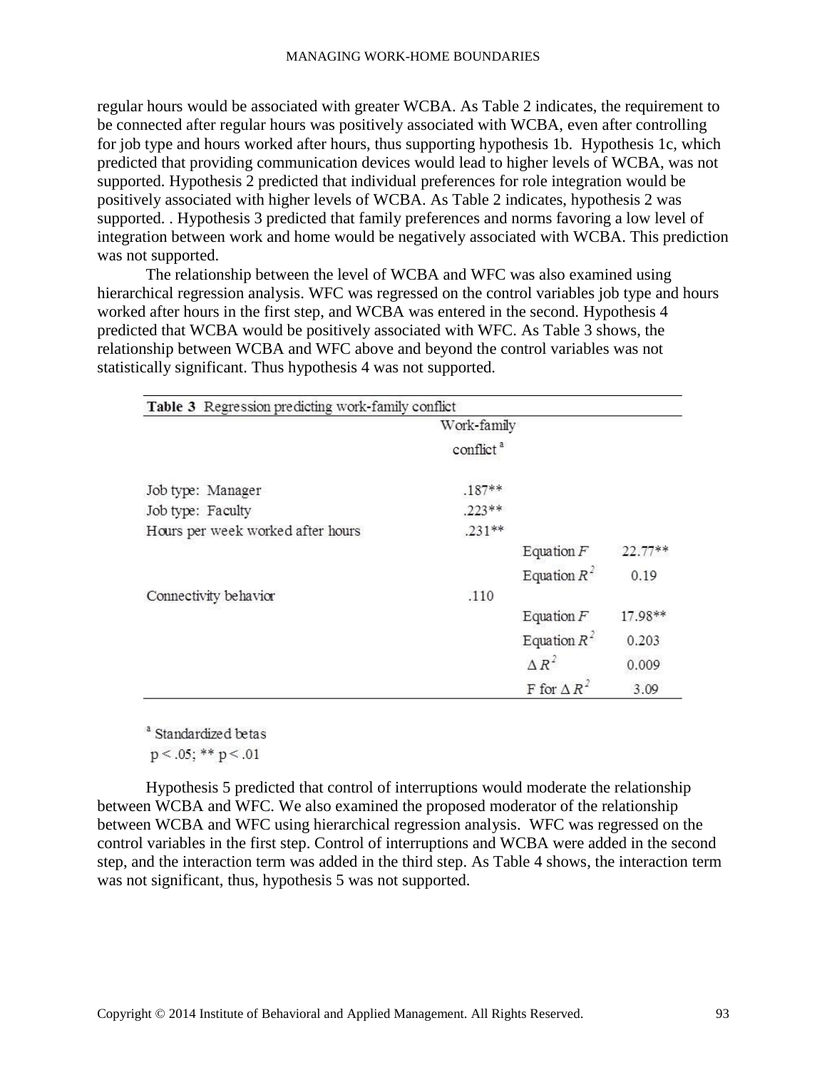regular hours would be associated with greater WCBA. As Table 2 indicates, the requirement to be connected after regular hours was positively associated with WCBA, even after controlling for job type and hours worked after hours, thus supporting hypothesis 1b. Hypothesis 1c, which predicted that providing communication devices would lead to higher levels of WCBA, was not supported. Hypothesis 2 predicted that individual preferences for role integration would be positively associated with higher levels of WCBA. As Table 2 indicates, hypothesis 2 was supported. . Hypothesis 3 predicted that family preferences and norms favoring a low level of integration between work and home would be negatively associated with WCBA. This prediction was not supported.

The relationship between the level of WCBA and WFC was also examined using hierarchical regression analysis. WFC was regressed on the control variables job type and hours worked after hours in the first step, and WCBA was entered in the second. Hypothesis 4 predicted that WCBA would be positively associated with WFC. As Table 3 shows, the relationship between WCBA and WFC above and beyond the control variables was not statistically significant. Thus hypothesis 4 was not supported.

**Table 3** Regression predicting work-family conflict

| | Work-family conflict [a] | | |
|---|---|---|---|
| Job type: Manager | .187** | | |
| Job type: Faculty | .223** | | |
| Hours per week worked after hours | .231** | | |
| | | Equation $F$ | 22.77** |
| | | Equation $R^2$ | 0.19 |
| Connectivity behavior | .110 | | |
| | | Equation $F$ | 17.98** |
| | | Equation $R^2$ | 0.203 |
| | | $\Delta R^2$ | 0.009 |
| | | F for $\Delta R^2$ | 3.09 |

[a] Standardized betas
$p < .05$; ** $p < .01$

Hypothesis 5 predicted that control of interruptions would moderate the relationship between WCBA and WFC. We also examined the proposed moderator of the relationship between WCBA and WFC using hierarchical regression analysis. WFC was regressed on the control variables in the first step. Control of interruptions and WCBA were added in the second step, and the interaction term was added in the third step. As Table 4 shows, the interaction term was not significant, thus, hypothesis 5 was not supported.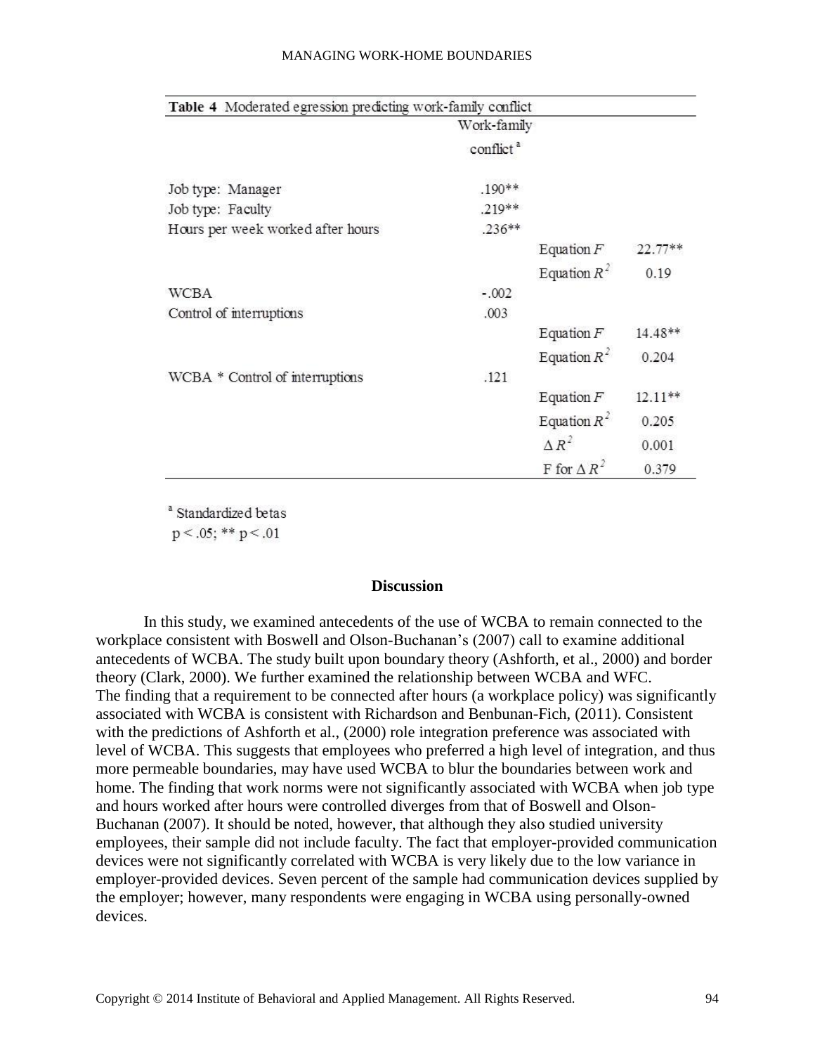**Table 4** Moderated egression predicting work-family conflict

| | Work-family conflict[a] | | |
|---|---|---|---|
| Job type: Manager | .190** | | |
| Job type: Faculty | .219** | | |
| Hours per week worked after hours | .236** | | |
| | | Equation $F$ | 22.77** |
| | | Equation $R^2$ | 0.19 |
| WCBA | -.002 | | |
| Control of interruptions | .003 | | |
| | | Equation $F$ | 14.48** |
| | | Equation $R^2$ | 0.204 |
| WCBA * Control of interruptions | .121 | | |
| | | Equation $F$ | 12.11** |
| | | Equation $R^2$ | 0.205 |
| | | $\Delta R^2$ | 0.001 |
| | | F for $\Delta R^2$ | 0.379 |

[a] Standardized betas
$p < .05$; ** $p < .01$

## Discussion

In this study, we examined antecedents of the use of WCBA to remain connected to the workplace consistent with Boswell and Olson-Buchanan's (2007) call to examine additional antecedents of WCBA. The study built upon boundary theory (Ashforth, et al., 2000) and border theory (Clark, 2000). We further examined the relationship between WCBA and WFC. The finding that a requirement to be connected after hours (a workplace policy) was significantly associated with WCBA is consistent with Richardson and Benbunan-Fich, (2011). Consistent with the predictions of Ashforth et al., (2000) role integration preference was associated with level of WCBA. This suggests that employees who preferred a high level of integration, and thus more permeable boundaries, may have used WCBA to blur the boundaries between work and home. The finding that work norms were not significantly associated with WCBA when job type and hours worked after hours were controlled diverges from that of Boswell and Olson-Buchanan (2007). It should be noted, however, that although they also studied university employees, their sample did not include faculty. The fact that employer-provided communication devices were not significantly correlated with WCBA is very likely due to the low variance in employer-provided devices. Seven percent of the sample had communication devices supplied by the employer; however, many respondents were engaging in WCBA using personally-owned devices.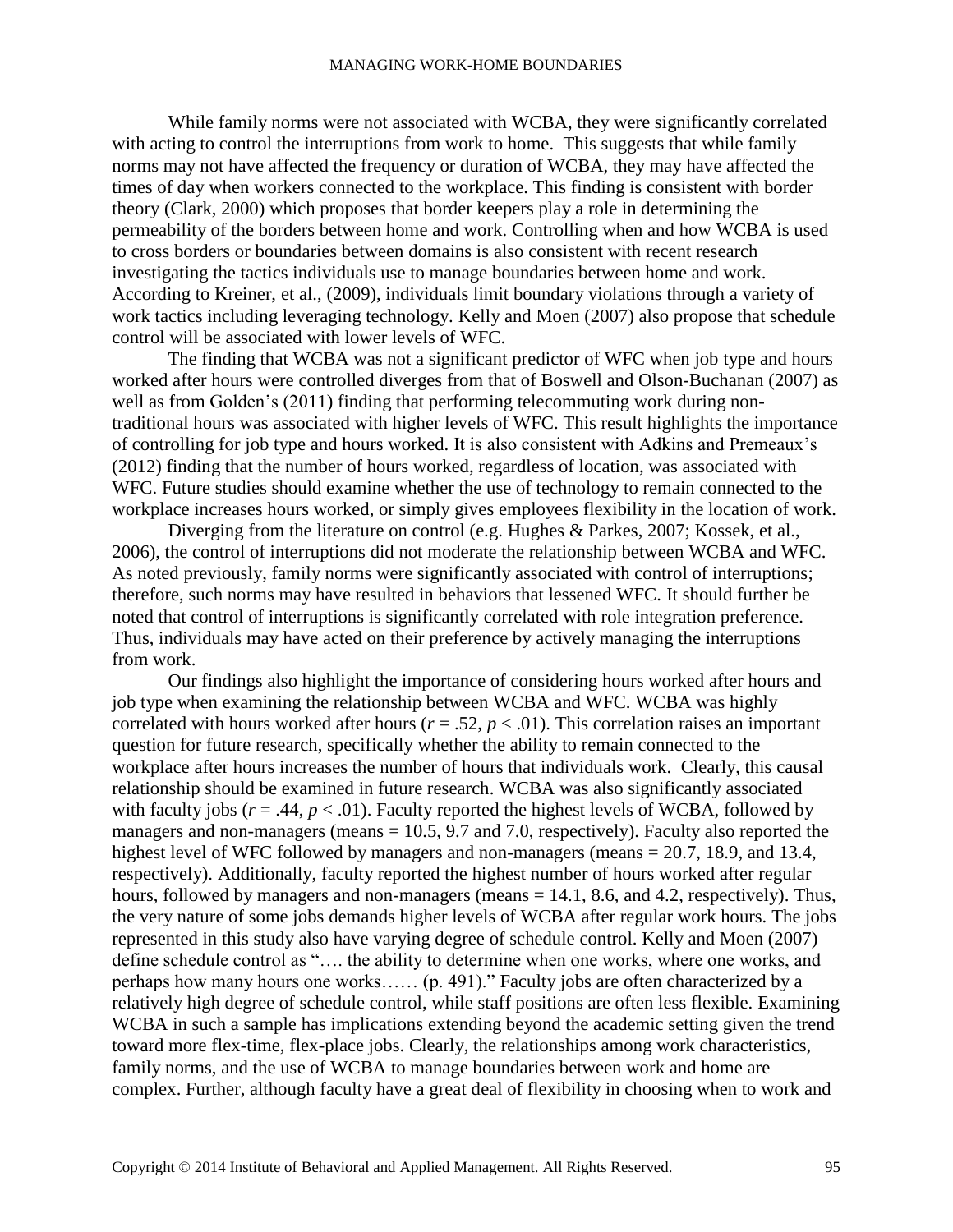While family norms were not associated with WCBA, they were significantly correlated with acting to control the interruptions from work to home. This suggests that while family norms may not have affected the frequency or duration of WCBA, they may have affected the times of day when workers connected to the workplace. This finding is consistent with border theory (Clark, 2000) which proposes that border keepers play a role in determining the permeability of the borders between home and work. Controlling when and how WCBA is used to cross borders or boundaries between domains is also consistent with recent research investigating the tactics individuals use to manage boundaries between home and work. According to Kreiner, et al., (2009), individuals limit boundary violations through a variety of work tactics including leveraging technology. Kelly and Moen (2007) also propose that schedule control will be associated with lower levels of WFC.

The finding that WCBA was not a significant predictor of WFC when job type and hours worked after hours were controlled diverges from that of Boswell and Olson-Buchanan (2007) as well as from Golden's (2011) finding that performing telecommuting work during non-traditional hours was associated with higher levels of WFC. This result highlights the importance of controlling for job type and hours worked. It is also consistent with Adkins and Premeaux's (2012) finding that the number of hours worked, regardless of location, was associated with WFC. Future studies should examine whether the use of technology to remain connected to the workplace increases hours worked, or simply gives employees flexibility in the location of work.

Diverging from the literature on control (e.g. Hughes & Parkes, 2007; Kossek, et al., 2006), the control of interruptions did not moderate the relationship between WCBA and WFC. As noted previously, family norms were significantly associated with control of interruptions; therefore, such norms may have resulted in behaviors that lessened WFC. It should further be noted that control of interruptions is significantly correlated with role integration preference. Thus, individuals may have acted on their preference by actively managing the interruptions from work.

Our findings also highlight the importance of considering hours worked after hours and job type when examining the relationship between WCBA and WFC. WCBA was highly correlated with hours worked after hours ($r = .52$, $p < .01$). This correlation raises an important question for future research, specifically whether the ability to remain connected to the workplace after hours increases the number of hours that individuals work. Clearly, this causal relationship should be examined in future research. WCBA was also significantly associated with faculty jobs ($r = .44$, $p < .01$). Faculty reported the highest levels of WCBA, followed by managers and non-managers (means = 10.5, 9.7 and 7.0, respectively). Faculty also reported the highest level of WFC followed by managers and non-managers (means = 20.7, 18.9, and 13.4, respectively). Additionally, faculty reported the highest number of hours worked after regular hours, followed by managers and non-managers (means = 14.1, 8.6, and 4.2, respectively). Thus, the very nature of some jobs demands higher levels of WCBA after regular work hours. The jobs represented in this study also have varying degree of schedule control. Kelly and Moen (2007) define schedule control as "…. the ability to determine when one works, where one works, and perhaps how many hours one works…… (p. 491)." Faculty jobs are often characterized by a relatively high degree of schedule control, while staff positions are often less flexible. Examining WCBA in such a sample has implications extending beyond the academic setting given the trend toward more flex-time, flex-place jobs. Clearly, the relationships among work characteristics, family norms, and the use of WCBA to manage boundaries between work and home are complex. Further, although faculty have a great deal of flexibility in choosing when to work and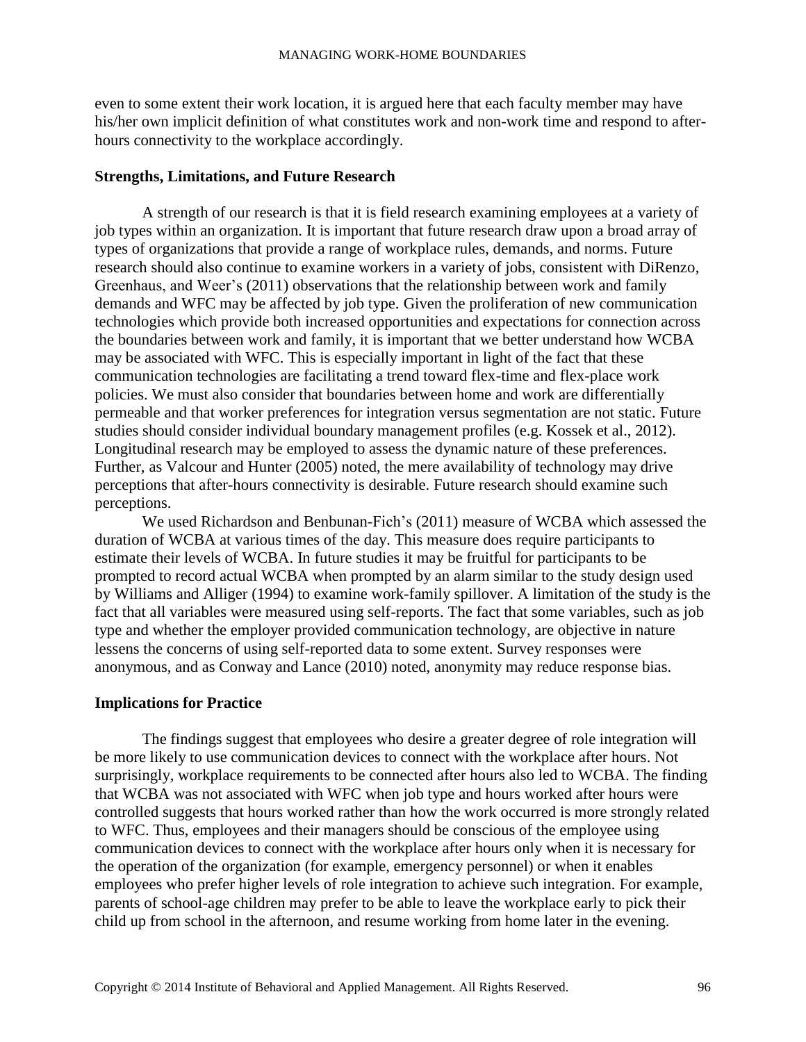even to some extent their work location, it is argued here that each faculty member may have his/her own implicit definition of what constitutes work and non-work time and respond to after-hours connectivity to the workplace accordingly.

### Strengths, Limitations, and Future Research

A strength of our research is that it is field research examining employees at a variety of job types within an organization. It is important that future research draw upon a broad array of types of organizations that provide a range of workplace rules, demands, and norms. Future research should also continue to examine workers in a variety of jobs, consistent with DiRenzo, Greenhaus, and Weer's (2011) observations that the relationship between work and family demands and WFC may be affected by job type. Given the proliferation of new communication technologies which provide both increased opportunities and expectations for connection across the boundaries between work and family, it is important that we better understand how WCBA may be associated with WFC. This is especially important in light of the fact that these communication technologies are facilitating a trend toward flex-time and flex-place work policies. We must also consider that boundaries between home and work are differentially permeable and that worker preferences for integration versus segmentation are not static. Future studies should consider individual boundary management profiles (e.g. Kossek et al., 2012). Longitudinal research may be employed to assess the dynamic nature of these preferences. Further, as Valcour and Hunter (2005) noted, the mere availability of technology may drive perceptions that after-hours connectivity is desirable. Future research should examine such perceptions.

We used Richardson and Benbunan-Fich's (2011) measure of WCBA which assessed the duration of WCBA at various times of the day. This measure does require participants to estimate their levels of WCBA. In future studies it may be fruitful for participants to be prompted to record actual WCBA when prompted by an alarm similar to the study design used by Williams and Alliger (1994) to examine work-family spillover. A limitation of the study is the fact that all variables were measured using self-reports. The fact that some variables, such as job type and whether the employer provided communication technology, are objective in nature lessens the concerns of using self-reported data to some extent. Survey responses were anonymous, and as Conway and Lance (2010) noted, anonymity may reduce response bias.

### Implications for Practice

The findings suggest that employees who desire a greater degree of role integration will be more likely to use communication devices to connect with the workplace after hours. Not surprisingly, workplace requirements to be connected after hours also led to WCBA. The finding that WCBA was not associated with WFC when job type and hours worked after hours were controlled suggests that hours worked rather than how the work occurred is more strongly related to WFC. Thus, employees and their managers should be conscious of the employee using communication devices to connect with the workplace after hours only when it is necessary for the operation of the organization (for example, emergency personnel) or when it enables employees who prefer higher levels of role integration to achieve such integration. For example, parents of school-age children may prefer to be able to leave the workplace early to pick their child up from school in the afternoon, and resume working from home later in the evening.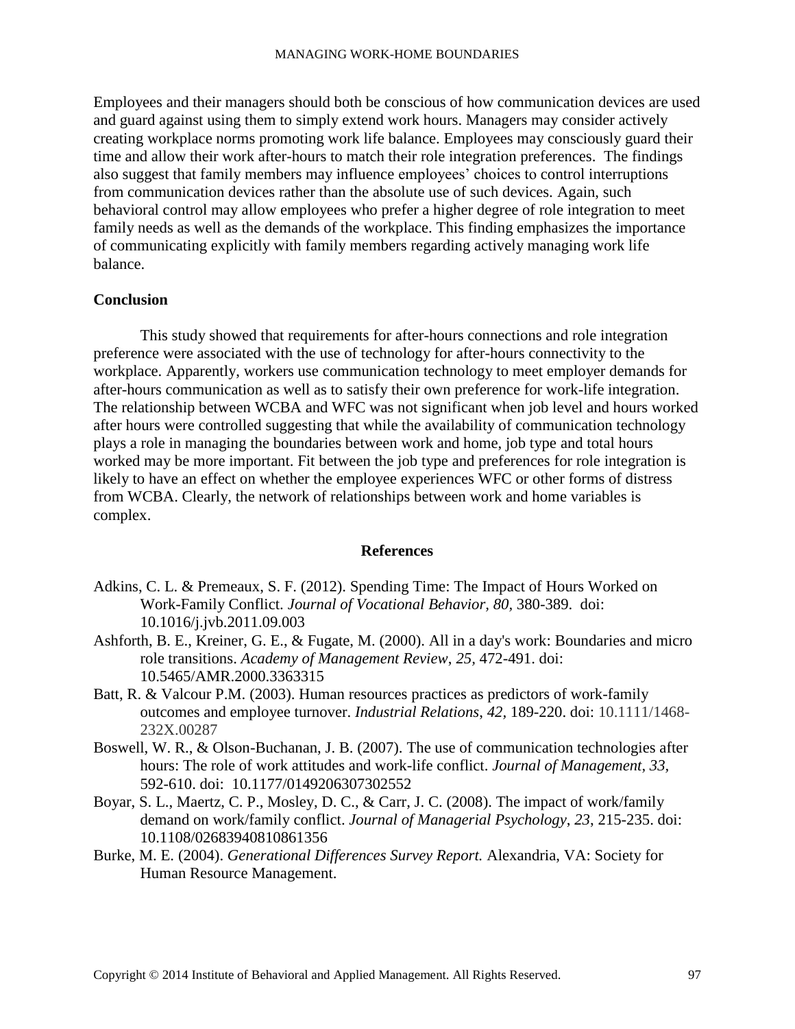Employees and their managers should both be conscious of how communication devices are used and guard against using them to simply extend work hours. Managers may consider actively creating workplace norms promoting work life balance. Employees may consciously guard their time and allow their work after-hours to match their role integration preferences. The findings also suggest that family members may influence employees' choices to control interruptions from communication devices rather than the absolute use of such devices. Again, such behavioral control may allow employees who prefer a higher degree of role integration to meet family needs as well as the demands of the workplace. This finding emphasizes the importance of communicating explicitly with family members regarding actively managing work life balance.

**Conclusion**

This study showed that requirements for after-hours connections and role integration preference were associated with the use of technology for after-hours connectivity to the workplace. Apparently, workers use communication technology to meet employer demands for after-hours communication as well as to satisfy their own preference for work-life integration. The relationship between WCBA and WFC was not significant when job level and hours worked after hours were controlled suggesting that while the availability of communication technology plays a role in managing the boundaries between work and home, job type and total hours worked may be more important. Fit between the job type and preferences for role integration is likely to have an effect on whether the employee experiences WFC or other forms of distress from WCBA. Clearly, the network of relationships between work and home variables is complex.

## References

Adkins, C. L. & Premeaux, S. F. (2012). Spending Time: The Impact of Hours Worked on Work-Family Conflict. *Journal of Vocational Behavior, 80,* 380-389. doi: 10.1016/j.jvb.2011.09.003

Ashforth, B. E., Kreiner, G. E., & Fugate, M. (2000). All in a day's work: Boundaries and micro role transitions. *Academy of Management Review*, *25,* 472-491. doi: 10.5465/AMR.2000.3363315

Batt, R. & Valcour P.M. (2003). Human resources practices as predictors of work-family outcomes and employee turnover. *Industrial Relations*, *42*, 189-220. doi: 10.1111/1468-232X.00287

Boswell, W. R., & Olson-Buchanan, J. B. (2007). The use of communication technologies after hours: The role of work attitudes and work-life conflict. *Journal of Management*, *33,* 592-610. doi: 10.1177/0149206307302552

Boyar, S. L., Maertz, C. P., Mosley, D. C., & Carr, J. C. (2008). The impact of work/family demand on work/family conflict. *Journal of Managerial Psychology*, *23*, 215-235. doi: 10.1108/02683940810861356

Burke, M. E. (2004). *Generational Differences Survey Report.* Alexandria, VA: Society for Human Resource Management.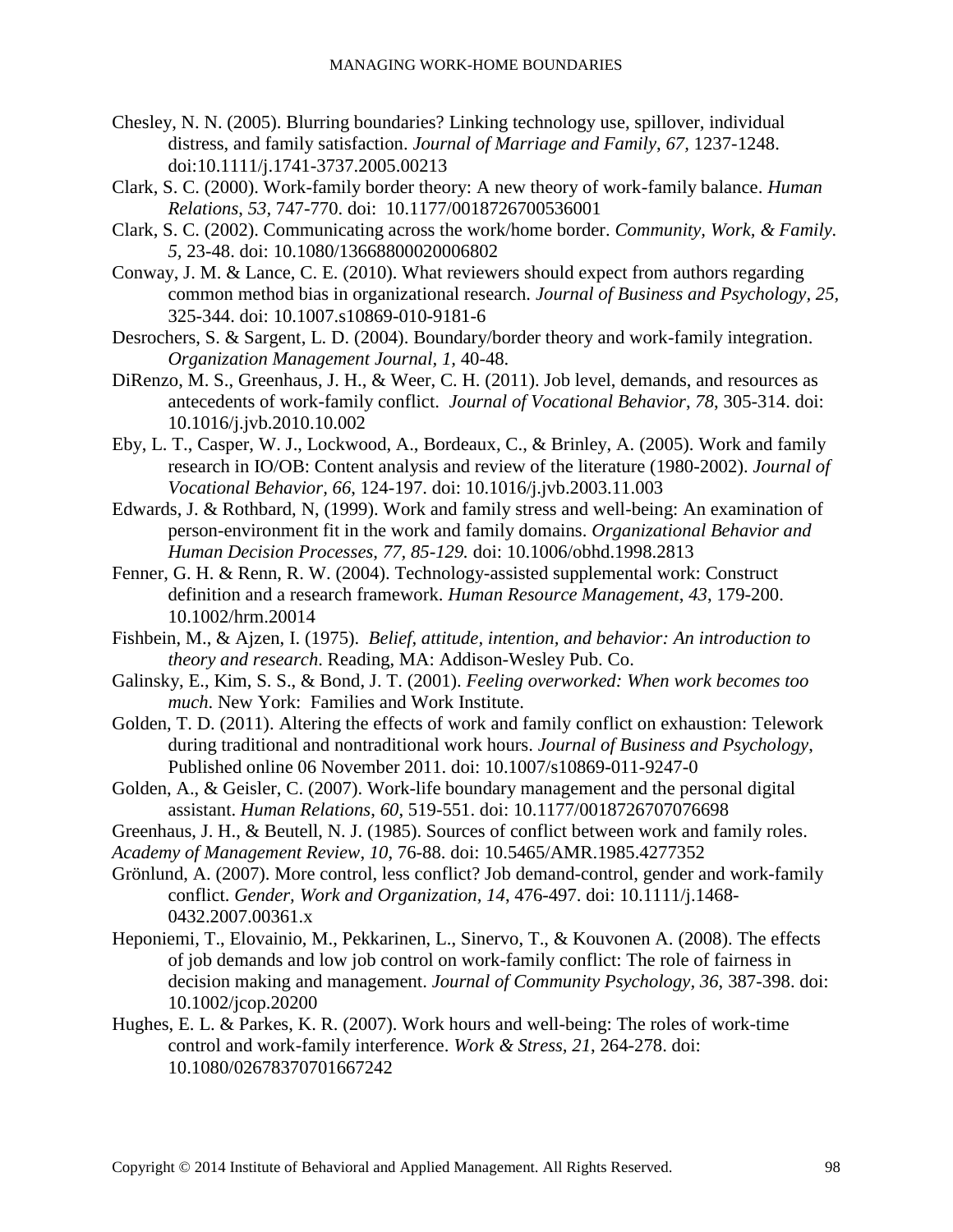Chesley, N. N. (2005). Blurring boundaries? Linking technology use, spillover, individual distress, and family satisfaction. *Journal of Marriage and Family*, *67*, 1237-1248. doi:10.1111/j.1741-3737.2005.00213

Clark, S. C. (2000). Work-family border theory: A new theory of work-family balance. *Human Relations*, *53*, 747-770. doi: 10.1177/0018726700536001

Clark, S. C. (2002). Communicating across the work/home border. *Community, Work, & Family. 5*, 23-48. doi: 10.1080/13668800020006802

Conway, J. M. & Lance, C. E. (2010). What reviewers should expect from authors regarding common method bias in organizational research. *Journal of Business and Psychology*, *25*, 325-344. doi: 10.1007.s10869-010-9181-6

Desrochers, S. & Sargent, L. D. (2004). Boundary/border theory and work-family integration. *Organization Management Journal, 1,* 40-48.

DiRenzo, M. S., Greenhaus, J. H., & Weer, C. H. (2011). Job level, demands, and resources as antecedents of work-family conflict. *Journal of Vocational Behavior*, *78*, 305-314. doi: 10.1016/j.jvb.2010.10.002

Eby, L. T., Casper, W. J., Lockwood, A., Bordeaux, C., & Brinley, A. (2005). Work and family research in IO/OB: Content analysis and review of the literature (1980-2002). *Journal of Vocational Behavior*, *66*, 124-197. doi: 10.1016/j.jvb.2003.11.003

Edwards, J. & Rothbard, N, (1999). Work and family stress and well-being: An examination of person-environment fit in the work and family domains. *Organizational Behavior and Human Decision Processes, 77, 85-129.* doi: 10.1006/obhd.1998.2813

Fenner, G. H. & Renn, R. W. (2004). Technology-assisted supplemental work: Construct definition and a research framework. *Human Resource Management*, *43*, 179-200. 10.1002/hrm.20014

Fishbein, M., & Ajzen, I. (1975). *Belief, attitude, intention, and behavior: An introduction to theory and research*. Reading, MA: Addison-Wesley Pub. Co.

Galinsky, E., Kim, S. S., & Bond, J. T. (2001). *Feeling overworked: When work becomes too much*. New York: Families and Work Institute.

Golden, T. D. (2011). Altering the effects of work and family conflict on exhaustion: Telework during traditional and nontraditional work hours. *Journal of Business and Psychology*, Published online 06 November 2011. doi: 10.1007/s10869-011-9247-0

Golden, A., & Geisler, C. (2007). Work-life boundary management and the personal digital assistant. *Human Relations*, *60*, 519-551. doi: 10.1177/0018726707076698

Greenhaus, J. H., & Beutell, N. J. (1985). Sources of conflict between work and family roles. *Academy of Management Review*, *10*, 76-88. doi: 10.5465/AMR.1985.4277352

Grönlund, A. (2007). More control, less conflict? Job demand-control, gender and work-family conflict. *Gender, Work and Organization, 14*, 476-497. doi: 10.1111/j.1468-0432.2007.00361.x

Heponiemi, T., Elovainio, M., Pekkarinen, L., Sinervo, T., & Kouvonen A. (2008). The effects of job demands and low job control on work-family conflict: The role of fairness in decision making and management. *Journal of Community Psychology, 36*, 387-398. doi: 10.1002/jcop.20200

Hughes, E. L. & Parkes, K. R. (2007). Work hours and well-being: The roles of work-time control and work-family interference. *Work & Stress, 21*, 264-278. doi: 10.1080/02678370701667242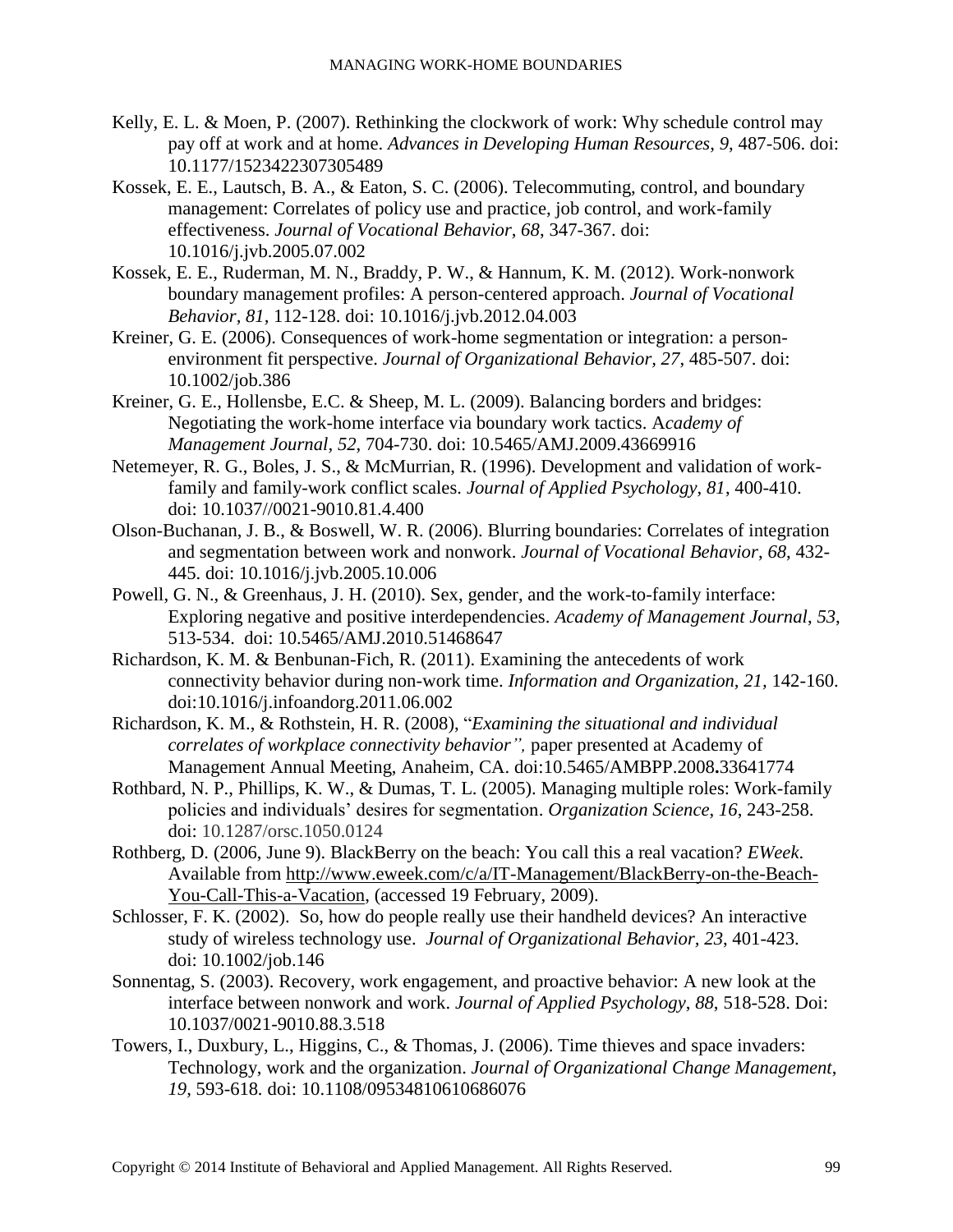Kelly, E. L. & Moen, P. (2007). Rethinking the clockwork of work: Why schedule control may pay off at work and at home. *Advances in Developing Human Resources, 9*, 487-506. doi: 10.1177/1523422307305489

Kossek, E. E., Lautsch, B. A., & Eaton, S. C. (2006). Telecommuting, control, and boundary management: Correlates of policy use and practice, job control, and work-family effectiveness. *Journal of Vocational Behavior, 68*, 347-367. doi: 10.1016/j.jvb.2005.07.002

Kossek, E. E., Ruderman, M. N., Braddy, P. W., & Hannum, K. M. (2012). Work-nonwork boundary management profiles: A person-centered approach. *Journal of Vocational Behavior, 81*, 112-128. doi: 10.1016/j.jvb.2012.04.003

Kreiner, G. E. (2006). Consequences of work-home segmentation or integration: a person-environment fit perspective. *Journal of Organizational Behavior, 27*, 485-507. doi: 10.1002/job.386

Kreiner, G. E., Hollensbe, E.C. & Sheep, M. L. (2009). Balancing borders and bridges: Negotiating the work-home interface via boundary work tactics. A*cademy of Management Journal, 52*, 704-730. doi: 10.5465/AMJ.2009.43669916

Netemeyer, R. G., Boles, J. S., & McMurrian, R. (1996). Development and validation of work-family and family-work conflict scales. *Journal of Applied Psychology, 81*, 400-410. doi: 10.1037//0021-9010.81.4.400

Olson-Buchanan, J. B., & Boswell, W. R. (2006). Blurring boundaries: Correlates of integration and segmentation between work and nonwork. *Journal of Vocational Behavior, 68*, 432-445. doi: 10.1016/j.jvb.2005.10.006

Powell, G. N., & Greenhaus, J. H. (2010). Sex, gender, and the work-to-family interface: Exploring negative and positive interdependencies. *Academy of Management Journal, 53*, 513-534. doi: 10.5465/AMJ.2010.51468647

Richardson, K. M. & Benbunan-Fich, R. (2011). Examining the antecedents of work connectivity behavior during non-work time. *Information and Organization, 21*, 142-160. doi:10.1016/j.infoandorg.2011.06.002

Richardson, K. M., & Rothstein, H. R. (2008), "*Examining the situational and individual correlates of workplace connectivity behavior",* paper presented at Academy of Management Annual Meeting, Anaheim, CA. doi:10.5465/AMBPP.2008**.**33641774

Rothbard, N. P., Phillips, K. W., & Dumas, T. L. (2005). Managing multiple roles: Work-family policies and individuals' desires for segmentation. *Organization Science, 16*, 243-258. doi: 10.1287/orsc.1050.0124

Rothberg, D. (2006, June 9). BlackBerry on the beach: You call this a real vacation? *EWeek*. Available from http://www.eweek.com/c/a/IT-Management/BlackBerry-on-the-Beach-You-Call-This-a-Vacation, (accessed 19 February, 2009).

Schlosser, F. K. (2002). So, how do people really use their handheld devices? An interactive study of wireless technology use. *Journal of Organizational Behavior, 23*, 401-423. doi: 10.1002/job.146

Sonnentag, S. (2003). Recovery, work engagement, and proactive behavior: A new look at the interface between nonwork and work. *Journal of Applied Psychology, 88*, 518-528. Doi: 10.1037/0021-9010.88.3.518

Towers, I., Duxbury, L., Higgins, C., & Thomas, J. (2006). Time thieves and space invaders: Technology, work and the organization. *Journal of Organizational Change Management, 19*, 593-618. doi: 10.1108/09534810610686076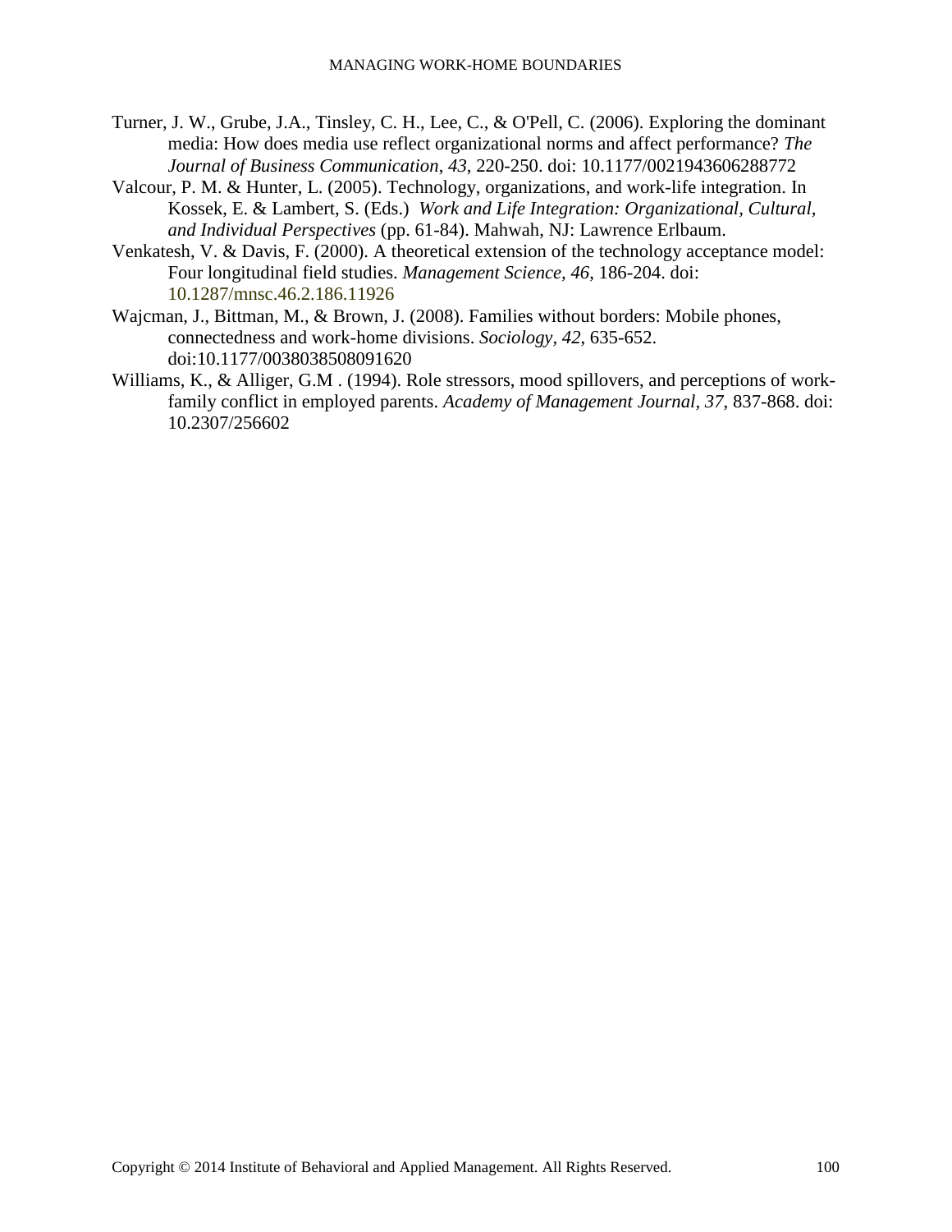Turner, J. W., Grube, J.A., Tinsley, C. H., Lee, C., & O'Pell, C. (2006). Exploring the dominant media: How does media use reflect organizational norms and affect performance? *The Journal of Business Communication*, *43*, 220-250. doi: 10.1177/0021943606288772

Valcour, P. M. & Hunter, L. (2005). Technology, organizations, and work-life integration. In Kossek, E. & Lambert, S. (Eds.) *Work and Life Integration: Organizational, Cultural, and Individual Perspectives* (pp. 61-84). Mahwah, NJ: Lawrence Erlbaum.

Venkatesh, V. & Davis, F. (2000). A theoretical extension of the technology acceptance model: Four longitudinal field studies. *Management Science, 46*, 186-204. doi: 10.1287/mnsc.46.2.186.11926

Wajcman, J., Bittman, M., & Brown, J. (2008). Families without borders: Mobile phones, connectedness and work-home divisions. *Sociology*, *42*, 635-652. doi:10.1177/0038038508091620

Williams, K., & Alliger, G.M . (1994). Role stressors, mood spillovers, and perceptions of work-family conflict in employed parents. *Academy of Management Journal*, *37*, 837-868. doi: 10.2307/256602